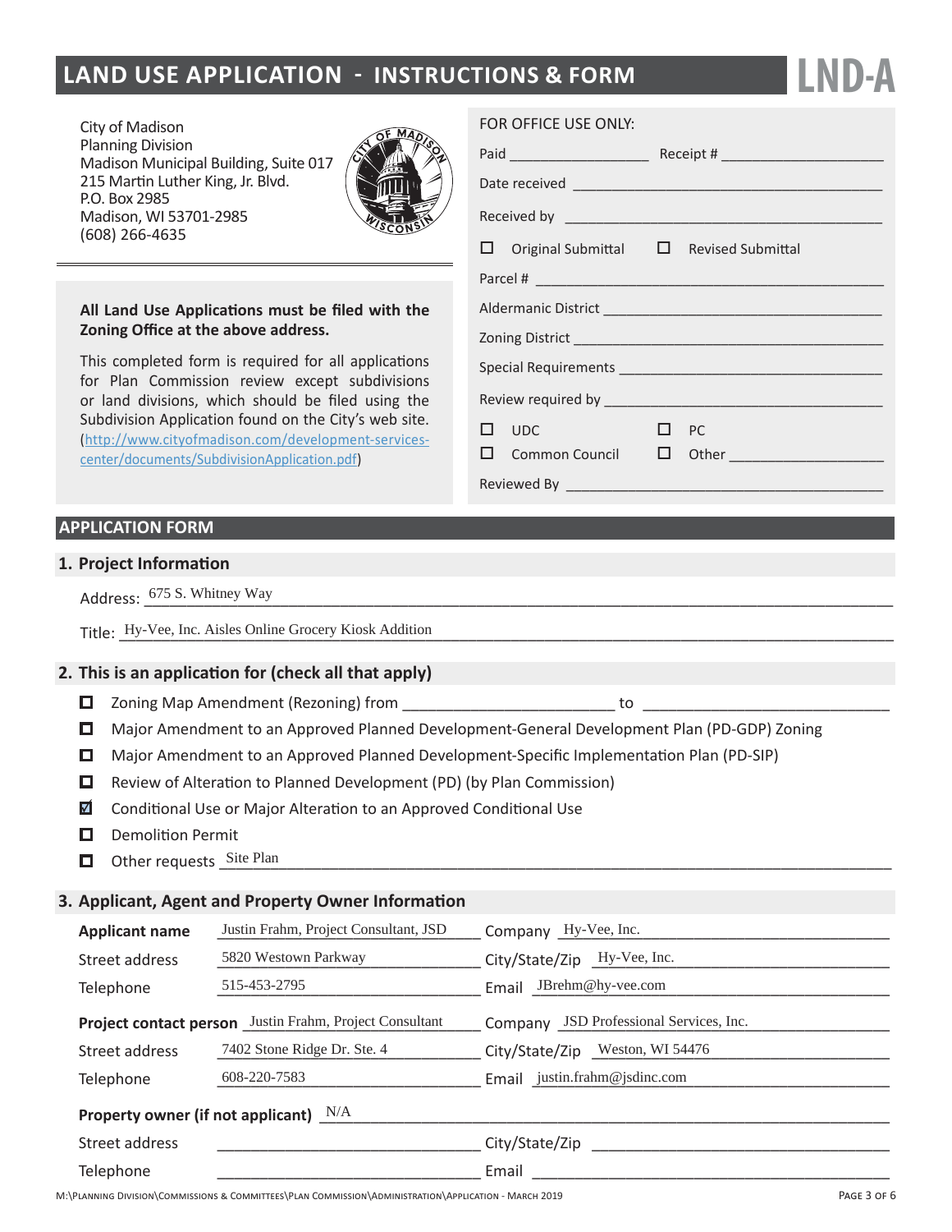# LAND USE APPLICATION - INSTRUCTIONS & FORM

**LND-A**

City of Madison
Planning Division
Madison Municipal Building, Suite 017
215 Martin Luther King, Jr. Blvd.
P.O. Box 2985
Madison, WI 53701-2985
(608) 266-4635

**All Land Use Applications must be filed with the Zoning Office at the above address.**

This completed form is required for all applications for Plan Commission review except subdivisions or land divisions, which should be filed using the Subdivision Application found on the City's web site. (http://www.cityofmadison.com/development-services-center/documents/SubdivisionApplication.pdf)

FOR OFFICE USE ONLY:

Paid ________________ Receipt # ____________________

Date received ____________________________________

Received by _____________________________________

☐ Original Submittal ☐ Revised Submittal

Parcel # ________________________________________

Aldermanic District _______________________________

Zoning District ___________________________________

Special Requirements ______________________________

Review required by ________________________________

☐ UDC ☐ PC

☐ Common Council ☐ Other __________________

Reviewed By _____________________________________

## APPLICATION FORM

### 1. Project Information

Address: 675 S. Whitney Way

Title: Hy-Vee, Inc. Aisles Online Grocery Kiosk Addition

### 2. This is an application for (check all that apply)

- ☐ Zoning Map Amendment (Rezoning) from ______________________ to ________________________
- ☐ Major Amendment to an Approved Planned Development-General Development Plan (PD-GDP) Zoning
- ☐ Major Amendment to an Approved Planned Development-Specific Implementation Plan (PD-SIP)
- ☐ Review of Alteration to Planned Development (PD) (by Plan Commission)
- ☑ Conditional Use or Major Alteration to an Approved Conditional Use
- ☐ Demolition Permit
- ☐ Other requests Site Plan

### 3. Applicant, Agent and Property Owner Information

**Applicant name** Justin Frahm, Project Consultant, JSD | Company Hy-Vee, Inc.

Street address 5820 Westown Parkway | City/State/Zip Hy-Vee, Inc.

Telephone 515-453-2795 | Email JBrehm@hy-vee.com

**Project contact person** Justin Frahm, Project Consultant | Company JSD Professional Services, Inc.

Street address 7402 Stone Ridge Dr. Ste. 4 | City/State/Zip Weston, WI 54476

Telephone 608-220-7583 | Email justin.frahm@jsdinc.com

**Property owner (if not applicant)** N/A

Street address ____________________ | City/State/Zip ____________________

Telephone ____________________ | Email ____________________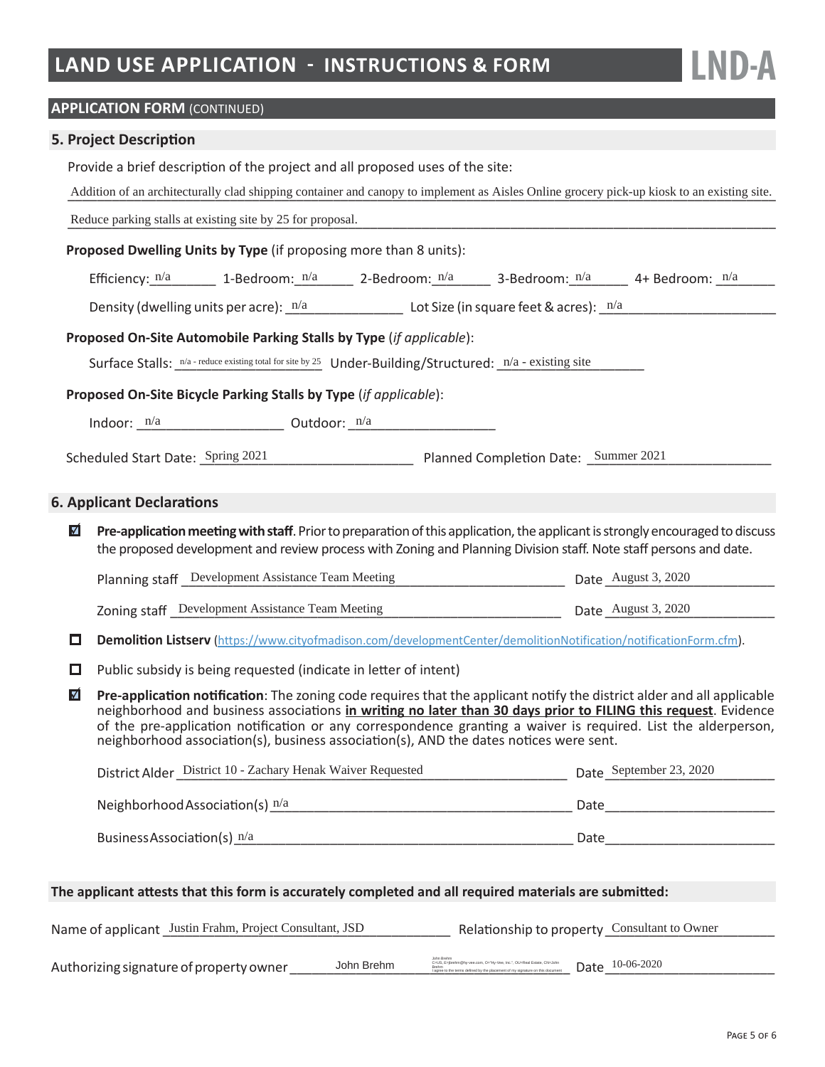# LAND USE APPLICATION - INSTRUCTIONS & FORM

**LND-A**

## APPLICATION FORM (CONTINUED)

### 5. Project Description

Provide a brief description of the project and all proposed uses of the site:

Addition of an architecturally clad shipping container and canopy to implement as Aisles Online grocery pick-up kiosk to an existing site.

Reduce parking stalls at existing site by 25 for proposal.

**Proposed Dwelling Units by Type** (if proposing more than 8 units):

Efficiency: n/a 1-Bedroom: n/a 2-Bedroom: n/a 3-Bedroom: n/a 4+ Bedroom: n/a

Density (dwelling units per acre): n/a Lot Size (in square feet & acres): n/a

**Proposed On-Site Automobile Parking Stalls by Type** (*if applicable*):

Surface Stalls: n/a - reduce existing total for site by 25 Under-Building/Structured: n/a - existing site

**Proposed On-Site Bicycle Parking Stalls by Type** (*if applicable*):

Indoor: n/a Outdoor: n/a

Scheduled Start Date: Spring 2021 Planned Completion Date: Summer 2021

### 6. Applicant Declarations

- [x] **Pre-application meeting with staff**. Prior to preparation of this application, the applicant is strongly encouraged to discuss the proposed development and review process with Zoning and Planning Division staff. Note staff persons and date.

  Planning staff: Development Assistance Team Meeting Date: August 3, 2020

  Zoning staff: Development Assistance Team Meeting Date: August 3, 2020

- [ ] **Demolition Listserv** (https://www.cityofmadison.com/developmentCenter/demolitionNotification/notificationForm.cfm).

- [ ] Public subsidy is being requested (indicate in letter of intent)

- [x] **Pre-application notification**: The zoning code requires that the applicant notify the district alder and all applicable neighborhood and business associations **in writing no later than 30 days prior to FILING this request**. Evidence of the pre-application notification or any correspondence granting a waiver is required. List the alderperson, neighborhood association(s), business association(s), AND the dates notices were sent.

  District Alder: District 10 - Zachary Henak Waiver Requested Date: September 23, 2020

  Neighborhood Association(s): n/a Date:

  Business Association(s): n/a Date:

**The applicant attests that this form is accurately completed and all required materials are submitted:**

Name of applicant: Justin Frahm, Project Consultant, JSD Relationship to property: Consultant to Owner

Authorizing signature of property owner: John Brehm Date: 10-06-2020